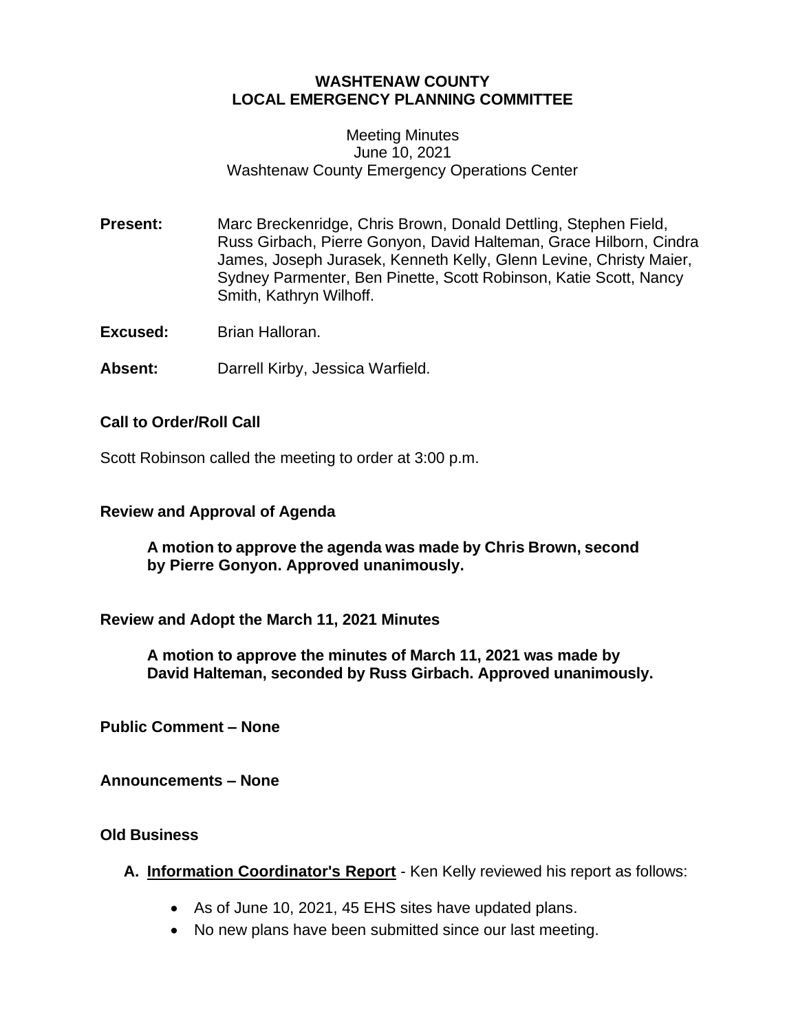# WASHTENAW COUNTY
# LOCAL EMERGENCY PLANNING COMMITTEE

Meeting Minutes
June 10, 2021
Washtenaw County Emergency Operations Center

**Present:** Marc Breckenridge, Chris Brown, Donald Dettling, Stephen Field, Russ Girbach, Pierre Gonyon, David Halteman, Grace Hilborn, Cindra James, Joseph Jurasek, Kenneth Kelly, Glenn Levine, Christy Maier, Sydney Parmenter, Ben Pinette, Scott Robinson, Katie Scott, Nancy Smith, Kathryn Wilhoff.

**Excused:** Brian Halloran.

**Absent:** Darrell Kirby, Jessica Warfield.

### Call to Order/Roll Call

Scott Robinson called the meeting to order at 3:00 p.m.

### Review and Approval of Agenda

**A motion to approve the agenda was made by Chris Brown, second by Pierre Gonyon. Approved unanimously.**

### Review and Adopt the March 11, 2021 Minutes

**A motion to approve the minutes of March 11, 2021 was made by David Halteman, seconded by Russ Girbach. Approved unanimously.**

### Public Comment – None

### Announcements – None

### Old Business

**A. Information Coordinator's Report** - Ken Kelly reviewed his report as follows:

- As of June 10, 2021, 45 EHS sites have updated plans.
- No new plans have been submitted since our last meeting.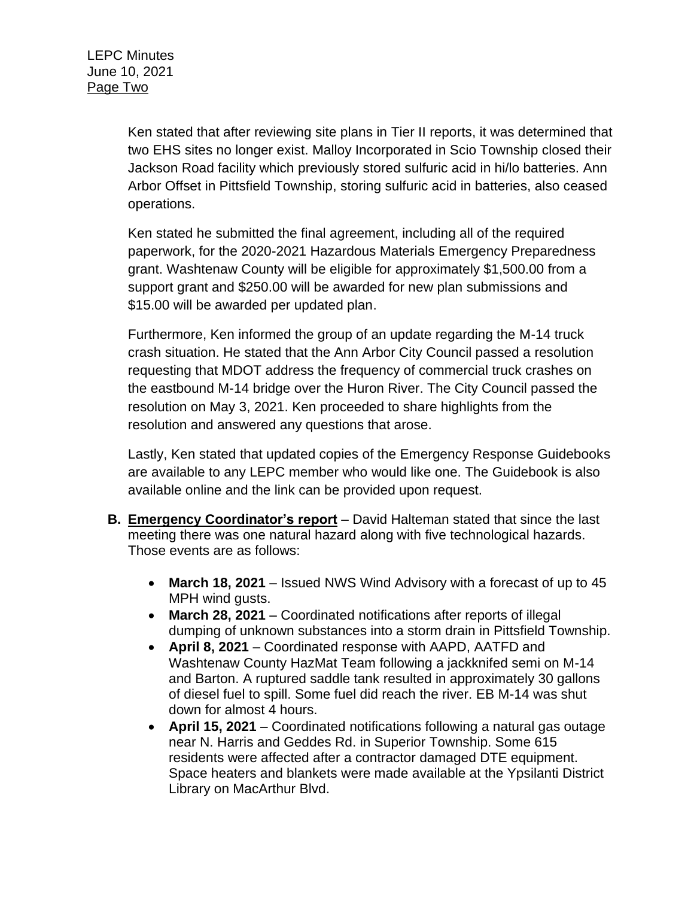Ken stated that after reviewing site plans in Tier II reports, it was determined that two EHS sites no longer exist. Malloy Incorporated in Scio Township closed their Jackson Road facility which previously stored sulfuric acid in hi/lo batteries. Ann Arbor Offset in Pittsfield Township, storing sulfuric acid in batteries, also ceased operations.

Ken stated he submitted the final agreement, including all of the required paperwork, for the 2020-2021 Hazardous Materials Emergency Preparedness grant. Washtenaw County will be eligible for approximately $1,500.00 from a support grant and $250.00 will be awarded for new plan submissions and $15.00 will be awarded per updated plan.

Furthermore, Ken informed the group of an update regarding the M-14 truck crash situation. He stated that the Ann Arbor City Council passed a resolution requesting that MDOT address the frequency of commercial truck crashes on the eastbound M-14 bridge over the Huron River. The City Council passed the resolution on May 3, 2021. Ken proceeded to share highlights from the resolution and answered any questions that arose.

Lastly, Ken stated that updated copies of the Emergency Response Guidebooks are available to any LEPC member who would like one. The Guidebook is also available online and the link can be provided upon request.

**B. <u>Emergency Coordinator's report</u>** – David Halteman stated that since the last meeting there was one natural hazard along with five technological hazards. Those events are as follows:

- **March 18, 2021** – Issued NWS Wind Advisory with a forecast of up to 45 MPH wind gusts.
- **March 28, 2021** – Coordinated notifications after reports of illegal dumping of unknown substances into a storm drain in Pittsfield Township.
- **April 8, 2021** – Coordinated response with AAPD, AATFD and Washtenaw County HazMat Team following a jackknifed semi on M-14 and Barton. A ruptured saddle tank resulted in approximately 30 gallons of diesel fuel to spill. Some fuel did reach the river. EB M-14 was shut down for almost 4 hours.
- **April 15, 2021** – Coordinated notifications following a natural gas outage near N. Harris and Geddes Rd. in Superior Township. Some 615 residents were affected after a contractor damaged DTE equipment. Space heaters and blankets were made available at the Ypsilanti District Library on MacArthur Blvd.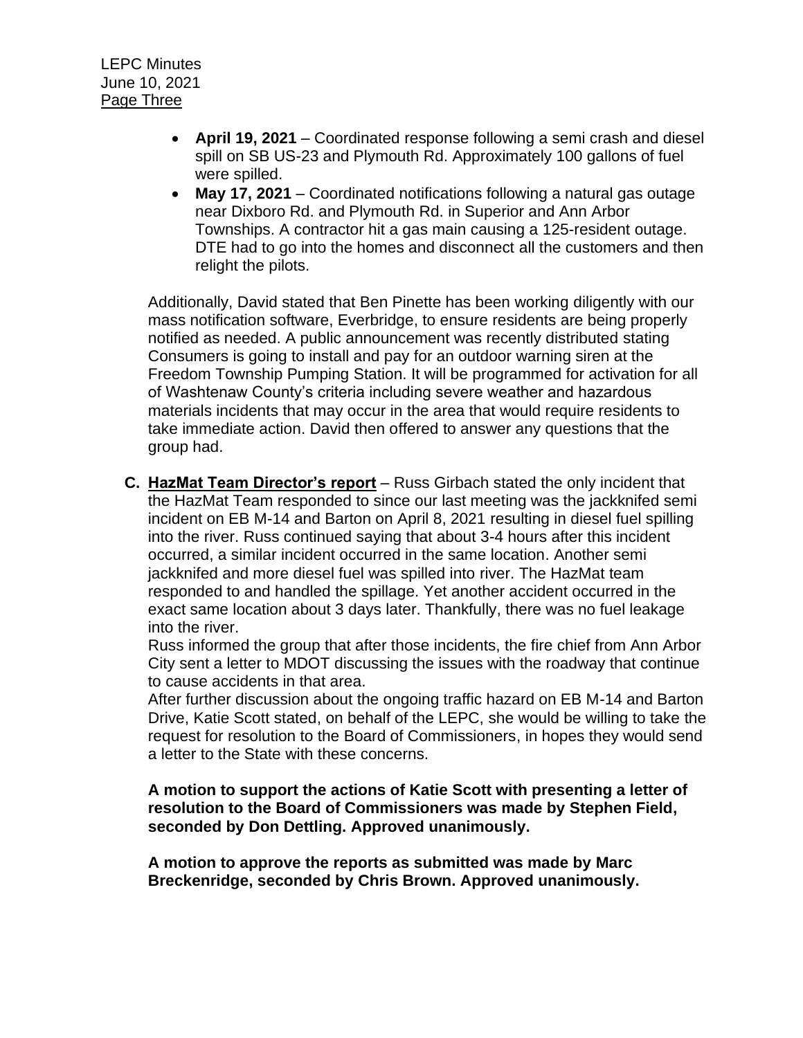- **April 19, 2021** – Coordinated response following a semi crash and diesel spill on SB US-23 and Plymouth Rd. Approximately 100 gallons of fuel were spilled.
- **May 17, 2021** – Coordinated notifications following a natural gas outage near Dixboro Rd. and Plymouth Rd. in Superior and Ann Arbor Townships. A contractor hit a gas main causing a 125-resident outage. DTE had to go into the homes and disconnect all the customers and then relight the pilots.

Additionally, David stated that Ben Pinette has been working diligently with our mass notification software, Everbridge, to ensure residents are being properly notified as needed. A public announcement was recently distributed stating Consumers is going to install and pay for an outdoor warning siren at the Freedom Township Pumping Station. It will be programmed for activation for all of Washtenaw County's criteria including severe weather and hazardous materials incidents that may occur in the area that would require residents to take immediate action. David then offered to answer any questions that the group had.

**C. <u>HazMat Team Director's report</u>** – Russ Girbach stated the only incident that the HazMat Team responded to since our last meeting was the jackknifed semi incident on EB M-14 and Barton on April 8, 2021 resulting in diesel fuel spilling into the river. Russ continued saying that about 3-4 hours after this incident occurred, a similar incident occurred in the same location. Another semi jackknifed and more diesel fuel was spilled into river. The HazMat team responded to and handled the spillage. Yet another accident occurred in the exact same location about 3 days later. Thankfully, there was no fuel leakage into the river.

Russ informed the group that after those incidents, the fire chief from Ann Arbor City sent a letter to MDOT discussing the issues with the roadway that continue to cause accidents in that area.

After further discussion about the ongoing traffic hazard on EB M-14 and Barton Drive, Katie Scott stated, on behalf of the LEPC, she would be willing to take the request for resolution to the Board of Commissioners, in hopes they would send a letter to the State with these concerns.

**A motion to support the actions of Katie Scott with presenting a letter of resolution to the Board of Commissioners was made by Stephen Field, seconded by Don Dettling. Approved unanimously.**

**A motion to approve the reports as submitted was made by Marc Breckenridge, seconded by Chris Brown. Approved unanimously.**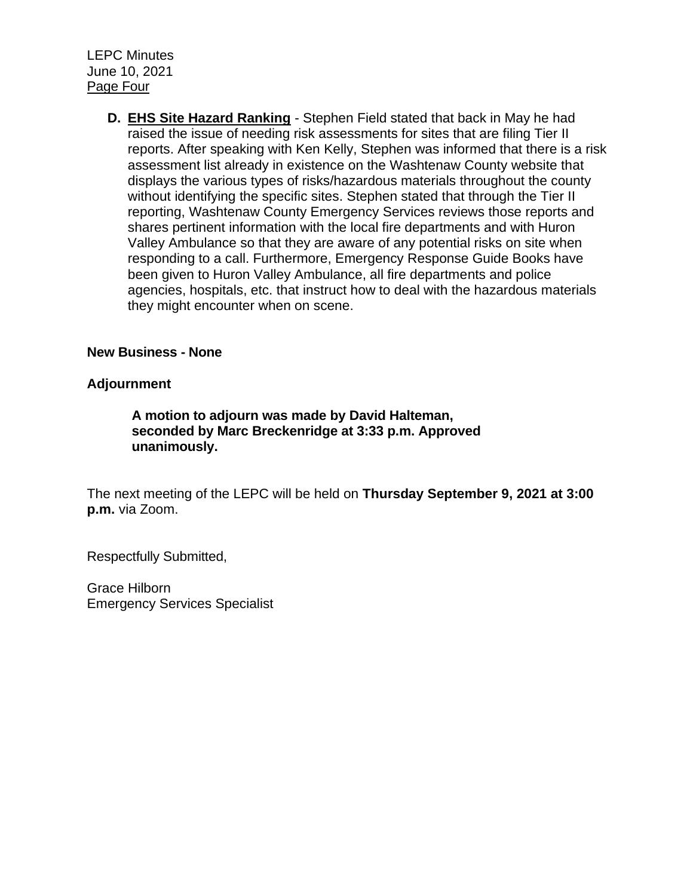**D. EHS Site Hazard Ranking** - Stephen Field stated that back in May he had raised the issue of needing risk assessments for sites that are filing Tier II reports. After speaking with Ken Kelly, Stephen was informed that there is a risk assessment list already in existence on the Washtenaw County website that displays the various types of risks/hazardous materials throughout the county without identifying the specific sites. Stephen stated that through the Tier II reporting, Washtenaw County Emergency Services reviews those reports and shares pertinent information with the local fire departments and with Huron Valley Ambulance so that they are aware of any potential risks on site when responding to a call. Furthermore, Emergency Response Guide Books have been given to Huron Valley Ambulance, all fire departments and police agencies, hospitals, etc. that instruct how to deal with the hazardous materials they might encounter when on scene.

**New Business - None**

**Adjournment**

**A motion to adjourn was made by David Halteman, seconded by Marc Breckenridge at 3:33 p.m. Approved unanimously.**

The next meeting of the LEPC will be held on **Thursday September 9, 2021 at 3:00 p.m.** via Zoom.

Respectfully Submitted,

Grace Hilborn
Emergency Services Specialist